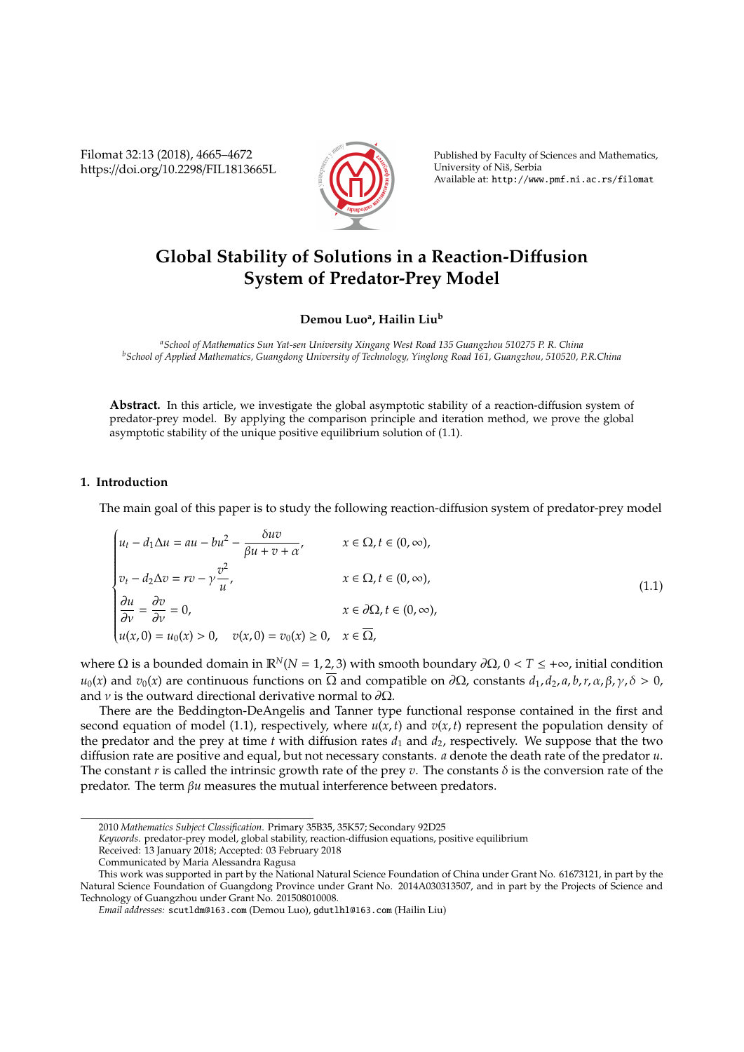# Global Stability of Solutions in a Reaction-Diffusion System of Predator-Prey Model

**Demou Luo[a], Hailin Liu[b]**

[a] *School of Mathematics Sun Yat-sen University Xingang West Road 135 Guangzhou 510275 P. R. China*
[b] *School of Applied Mathematics, Guangdong University of Technology, Yinglong Road 161, Guangzhou, 510520, P.R.China*

**Abstract.** In this article, we investigate the global asymptotic stability of a reaction-diffusion system of predator-prey model. By applying the comparison principle and iteration method, we prove the global asymptotic stability of the unique positive equilibrium solution of (1.1).

## 1. Introduction

The main goal of this paper is to study the following reaction-diffusion system of predator-prey model

$$\begin{cases} u_t - d_1 \Delta u = au - bu^2 - \dfrac{\delta uv}{\beta u + v + \alpha}, & x \in \Omega, t \in (0, \infty), \\ v_t - d_2 \Delta v = rv - \gamma \dfrac{v^2}{u}, & x \in \Omega, t \in (0, \infty), \\ \dfrac{\partial u}{\partial \nu} = \dfrac{\partial v}{\partial \nu} = 0, & x \in \partial\Omega, t \in (0, \infty), \\ u(x, 0) = u_0(x) > 0, \quad v(x, 0) = v_0(x) \geq 0, & x \in \overline{\Omega}, \end{cases} \tag{1.1}$$

where $\Omega$ is a bounded domain in $\mathbb{R}^N (N = 1, 2, 3)$ with smooth boundary $\partial\Omega$, $0 < T \leq +\infty$, initial condition $u_0(x)$ and $v_0(x)$ are continuous functions on $\overline{\Omega}$ and compatible on $\partial\Omega$, constants $d_1, d_2, a, b, r, \alpha, \beta, \gamma, \delta > 0$, and $\nu$ is the outward directional derivative normal to $\partial\Omega$.

There are the Beddington-DeAngelis and Tanner type functional response contained in the first and second equation of model (1.1), respectively, where $u(x, t)$ and $v(x, t)$ represent the population density of the predator and the prey at time $t$ with diffusion rates $d_1$ and $d_2$, respectively. We suppose that the two diffusion rate are positive and equal, but not necessary constants. $a$ denote the death rate of the predator $u$. The constant $r$ is called the intrinsic growth rate of the prey $v$. The constants $\delta$ is the conversion rate of the predator. The term $\beta u$ measures the mutual interference between predators.

---

2010 *Mathematics Subject Classification*. Primary 35B35, 35K57; Secondary 92D25

*Keywords*. predator-prey model, global stability, reaction-diffusion equations, positive equilibrium

Received: 13 January 2018; Accepted: 03 February 2018

Communicated by Maria Alessandra Ragusa

This work was supported in part by the National Natural Science Foundation of China under Grant No. 61673121, in part by the Natural Science Foundation of Guangdong Province under Grant No. 2014A030313507, and in part by the Projects of Science and Technology of Guangzhou under Grant No. 201508010008.

*Email addresses:* scutldm@163.com (Demou Luo), gdutlhl@163.com (Hailin Liu)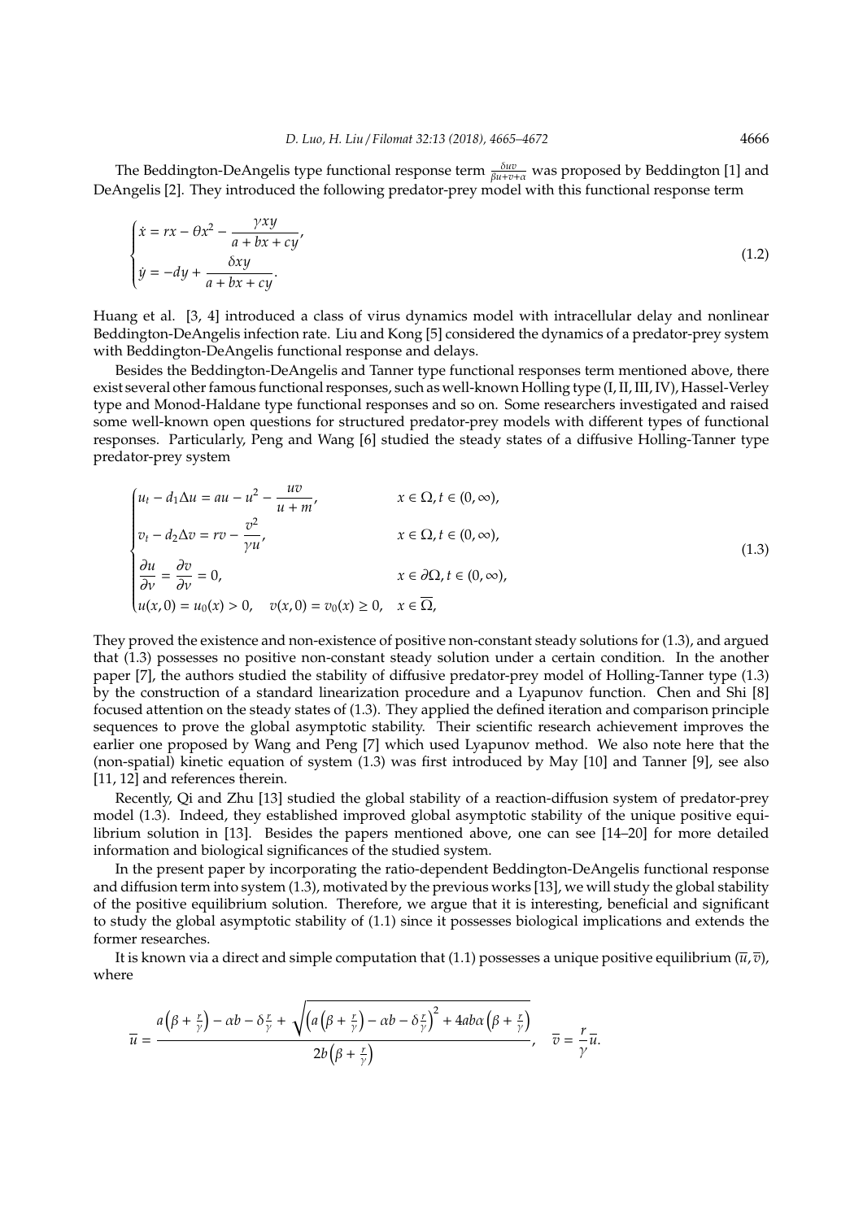The Beddington-DeAngelis type functional response term $\frac{\delta uv}{\beta u+v+\alpha}$ was proposed by Beddington [1] and DeAngelis [2]. They introduced the following predator-prey model with this functional response term

$$
\begin{cases}
\dot{x} = rx - \theta x^2 - \dfrac{\gamma xy}{a + bx + cy}, \\
\dot{y} = -dy + \dfrac{\delta xy}{a + bx + cy}.
\end{cases}
\tag{1.2}
$$

Huang et al. [3, 4] introduced a class of virus dynamics model with intracellular delay and nonlinear Beddington-DeAngelis infection rate. Liu and Kong [5] considered the dynamics of a predator-prey system with Beddington-DeAngelis functional response and delays.

Besides the Beddington-DeAngelis and Tanner type functional responses term mentioned above, there exist several other famous functional responses, such as well-known Holling type (I, II, III, IV), Hassel-Verley type and Monod-Haldane type functional responses and so on. Some researchers investigated and raised some well-known open questions for structured predator-prey models with different types of functional responses. Particularly, Peng and Wang [6] studied the steady states of a diffusive Holling-Tanner type predator-prey system

$$
\begin{cases}
u_t - d_1 \Delta u = au - u^2 - \dfrac{uv}{u+m}, & x \in \Omega, t \in (0, \infty), \\
v_t - d_2 \Delta v = rv - \dfrac{v^2}{\gamma u}, & x \in \Omega, t \in (0, \infty), \\
\dfrac{\partial u}{\partial \nu} = \dfrac{\partial v}{\partial \nu} = 0, & x \in \partial\Omega, t \in (0, \infty), \\
u(x, 0) = u_0(x) > 0, \quad v(x, 0) = v_0(x) \geq 0, & x \in \overline{\Omega},
\end{cases}
\tag{1.3}
$$

They proved the existence and non-existence of positive non-constant steady solutions for (1.3), and argued that (1.3) possesses no positive non-constant steady solution under a certain condition. In the another paper [7], the authors studied the stability of diffusive predator-prey model of Holling-Tanner type (1.3) by the construction of a standard linearization procedure and a Lyapunov function. Chen and Shi [8] focused attention on the steady states of (1.3). They applied the defined iteration and comparison principle sequences to prove the global asymptotic stability. Their scientific research achievement improves the earlier one proposed by Wang and Peng [7] which used Lyapunov method. We also note here that the (non-spatial) kinetic equation of system (1.3) was first introduced by May [10] and Tanner [9], see also [11, 12] and references therein.

Recently, Qi and Zhu [13] studied the global stability of a reaction-diffusion system of predator-prey model (1.3). Indeed, they established improved global asymptotic stability of the unique positive equilibrium solution in [13]. Besides the papers mentioned above, one can see [14–20] for more detailed information and biological significances of the studied system.

In the present paper by incorporating the ratio-dependent Beddington-DeAngelis functional response and diffusion term into system (1.3), motivated by the previous works [13], we will study the global stability of the positive equilibrium solution. Therefore, we argue that it is interesting, beneficial and significant to study the global asymptotic stability of (1.1) since it possesses biological implications and extends the former researches.

It is known via a direct and simple computation that (1.1) possesses a unique positive equilibrium $(\overline{u}, \overline{v})$, where

$$
\overline{u} = \frac{a\left(\beta + \frac{r}{\gamma}\right) - \alpha b - \delta \frac{r}{\gamma} + \sqrt{\left(a\left(\beta + \frac{r}{\gamma}\right) - \alpha b - \delta \frac{r}{\gamma}\right)^2 + 4ab\alpha\left(\beta + \frac{r}{\gamma}\right)}}{2b\left(\beta + \frac{r}{\gamma}\right)}, \quad \overline{v} = \frac{r}{\gamma}\overline{u}.
$$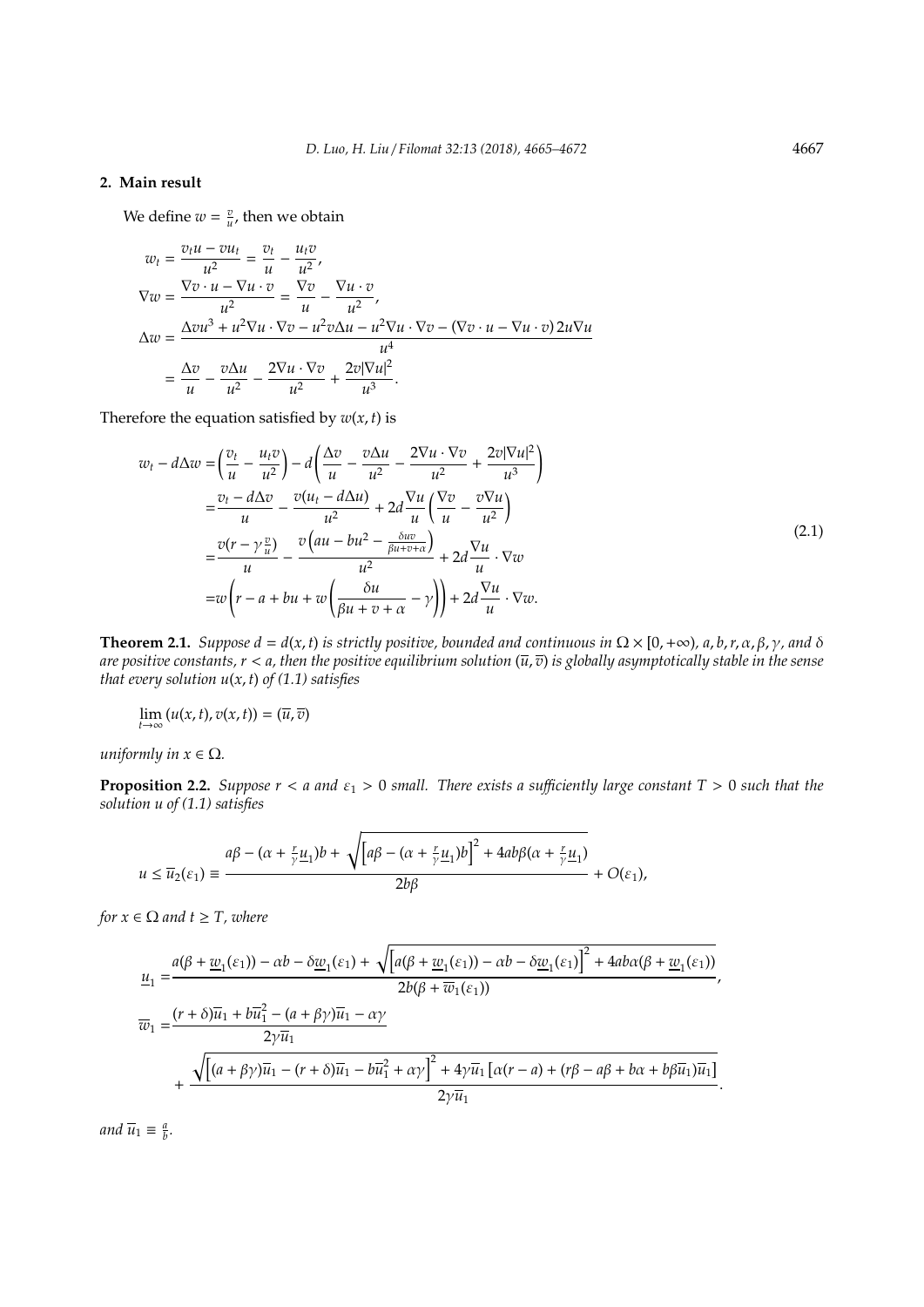## 2. Main result

We define $w = \frac{v}{u}$, then we obtain

$$
\begin{aligned}
w_t &= \frac{v_t u - v u_t}{u^2} = \frac{v_t}{u} - \frac{u_t v}{u^2}, \\
\nabla w &= \frac{\nabla v \cdot u - \nabla u \cdot v}{u^2} = \frac{\nabla v}{u} - \frac{\nabla u \cdot v}{u^2}, \\
\Delta w &= \frac{\Delta v u^3 + u^2 \nabla u \cdot \nabla v - u^2 v \Delta u - u^2 \nabla u \cdot \nabla v - (\nabla v \cdot u - \nabla u \cdot v)\, 2u \nabla u}{u^4} \\
&= \frac{\Delta v}{u} - \frac{v \Delta u}{u^2} - \frac{2 \nabla u \cdot \nabla v}{u^2} + \frac{2v |\nabla u|^2}{u^3}.
\end{aligned}
$$

Therefore the equation satisfied by $w(x,t)$ is

$$
\begin{aligned}
w_t - d\Delta w &= \left( \frac{v_t}{u} - \frac{u_t v}{u^2} \right) - d \left( \frac{\Delta v}{u} - \frac{v \Delta u}{u^2} - \frac{2\nabla u \cdot \nabla v}{u^2} + \frac{2v|\nabla u|^2}{u^3} \right) \\
&= \frac{v_t - d\Delta v}{u} - \frac{v(u_t - d\Delta u)}{u^2} + 2d \frac{\nabla u}{u} \left( \frac{\nabla v}{u} - \frac{v \nabla u}{u^2} \right) \\
&= \frac{v(r - \gamma \frac{v}{u})}{u} - \frac{v\left( au - bu^2 - \frac{\delta u v}{\beta u + v + \alpha} \right)}{u^2} + 2d \frac{\nabla u}{u} \cdot \nabla w \\
&= w \left( r - a + bu + w \left( \frac{\delta u}{\beta u + v + \alpha} - \gamma \right) \right) + 2d \frac{\nabla u}{u} \cdot \nabla w.
\end{aligned} \tag{2.1}
$$

**Theorem 2.1.** *Suppose $d = d(x,t)$ is strictly positive, bounded and continuous in $\Omega \times [0, +\infty)$, $a, b, r, \alpha, \beta, \gamma$, and $\delta$ are positive constants, $r < a$, then the positive equilibrium solution $(\overline{u}, \overline{v})$ is globally asymptotically stable in the sense that every solution $u(x,t)$ of (1.1) satisfies*

$$
\lim_{t \to \infty} (u(x,t), v(x,t)) = (\overline{u}, \overline{v})
$$

*uniformly in $x \in \Omega$.*

**Proposition 2.2.** *Suppose $r < a$ and $\varepsilon_1 > 0$ small. There exists a sufficiently large constant $T > 0$ such that the solution $u$ of (1.1) satisfies*

$$
u \leq \overline{u}_2(\varepsilon_1) \equiv \frac{a\beta - (\alpha + \frac{r}{\gamma}\underline{u}_1)b + \sqrt{\left[a\beta - (\alpha + \frac{r}{\gamma}\underline{u}_1)b\right]^2 + 4ab\beta(\alpha + \frac{r}{\gamma}\underline{u}_1)}}{2b\beta} + O(\varepsilon_1),
$$

*for $x \in \Omega$ and $t \geq T$, where*

$$
\begin{aligned}
\underline{u}_1 &= \frac{a(\beta + \underline{w}_1(\varepsilon_1)) - \alpha b - \delta \underline{w}_1(\varepsilon_1) + \sqrt{\left[a(\beta + \underline{w}_1(\varepsilon_1)) - \alpha b - \delta \underline{w}_1(\varepsilon_1)\right]^2 + 4ab\alpha(\beta + \underline{w}_1(\varepsilon_1))}}{2b(\beta + \overline{w}_1(\varepsilon_1))}, \\
\overline{w}_1 &= \frac{(r+\delta)\overline{u}_1 + b\overline{u}_1^2 - (a + \beta\gamma)\overline{u}_1 - \alpha\gamma}{2\gamma \overline{u}_1} \\
&\quad + \frac{\sqrt{\left[(a + \beta\gamma)\overline{u}_1 - (r+\delta)\overline{u}_1 - b\overline{u}_1^2 + \alpha\gamma\right]^2 + 4\gamma\overline{u}_1\left[\alpha(r-a) + (r\beta - a\beta + b\alpha + b\beta\overline{u}_1)\overline{u}_1\right]}}{2\gamma\overline{u}_1}.
\end{aligned}
$$

*and $\overline{u}_1 \equiv \frac{a}{b}$.*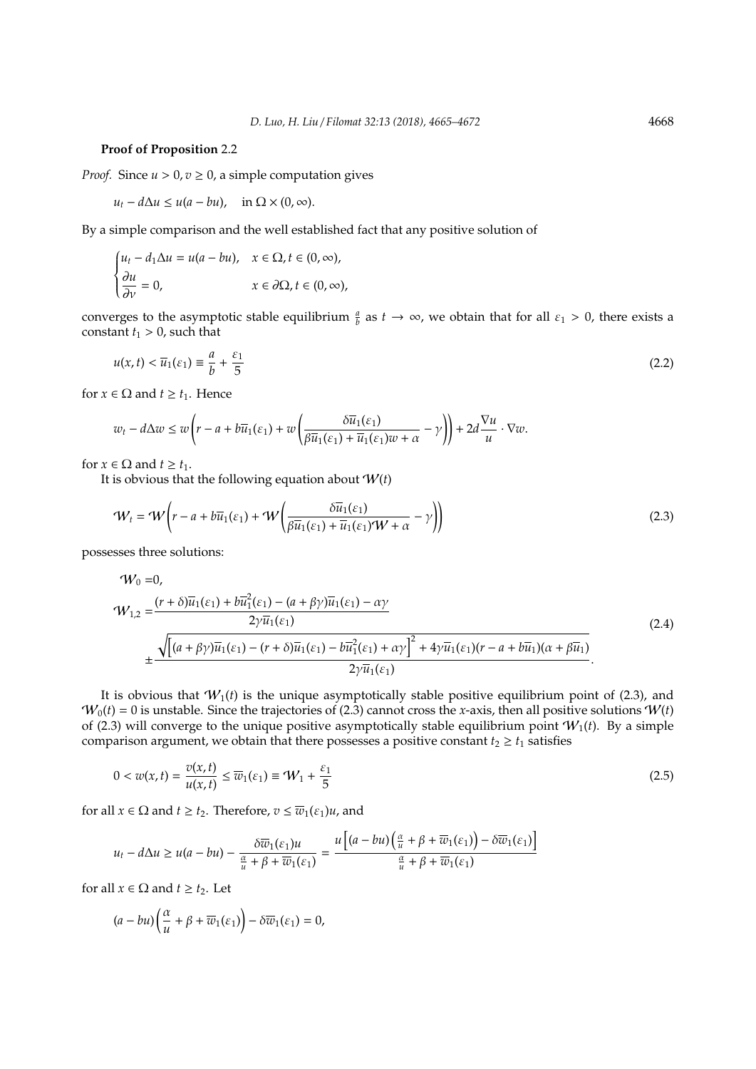**Proof of Proposition** 2.2

*Proof.* Since $u > 0, v \geq 0$, a simple computation gives

$$u_t - d\Delta u \leq u(a - bu), \quad \text{in } \Omega \times (0, \infty).$$

By a simple comparison and the well established fact that any positive solution of

$$\begin{cases} u_t - d_1 \Delta u = u(a - bu), & x \in \Omega, t \in (0, \infty), \\ \dfrac{\partial u}{\partial \nu} = 0, & x \in \partial\Omega, t \in (0, \infty), \end{cases}$$

converges to the asymptotic stable equilibrium $\frac{a}{b}$ as $t \to \infty$, we obtain that for all $\varepsilon_1 > 0$, there exists a constant $t_1 > 0$, such that

$$u(x, t) < \overline{u}_1(\varepsilon_1) \equiv \frac{a}{b} + \frac{\varepsilon_1}{5} \tag{2.2}$$

for $x \in \Omega$ and $t \geq t_1$. Hence

$$w_t - d\Delta w \leq w\left(r - a + b\overline{u}_1(\varepsilon_1) + w\left(\frac{\delta \overline{u}_1(\varepsilon_1)}{\beta \overline{u}_1(\varepsilon_1) + \overline{u}_1(\varepsilon_1) w + \alpha} - \gamma\right)\right) + 2d\frac{\nabla u}{u} \cdot \nabla w.$$

for $x \in \Omega$ and $t \geq t_1$.

It is obvious that the following equation about $\mathcal{W}(t)$

$$\mathcal{W}_t = \mathcal{W}\left(r - a + b\overline{u}_1(\varepsilon_1) + \mathcal{W}\left(\frac{\delta \overline{u}_1(\varepsilon_1)}{\beta \overline{u}_1(\varepsilon_1) + \overline{u}_1(\varepsilon_1)\mathcal{W} + \alpha} - \gamma\right)\right) \tag{2.3}$$

possesses three solutions:

$$\begin{aligned} \mathcal{W}_0 =& 0, \\ \mathcal{W}_{1,2} =& \frac{(r + \delta)\overline{u}_1(\varepsilon_1) + b\overline{u}_1^2(\varepsilon_1) - (a + \beta\gamma)\overline{u}_1(\varepsilon_1) - \alpha\gamma}{2\gamma \overline{u}_1(\varepsilon_1)} \\ &\pm \frac{\sqrt{\left[(a + \beta\gamma)\overline{u}_1(\varepsilon_1) - (r + \delta)\overline{u}_1(\varepsilon_1) - b\overline{u}_1^2(\varepsilon_1) + \alpha\gamma\right]^2 + 4\gamma \overline{u}_1(\varepsilon_1)(r - a + b\overline{u}_1)(\alpha + \beta \overline{u}_1)}}{2\gamma \overline{u}_1(\varepsilon_1)}. \end{aligned} \tag{2.4}$$

It is obvious that $\mathcal{W}_1(t)$ is the unique asymptotically stable positive equilibrium point of (2.3), and $\mathcal{W}_0(t) = 0$ is unstable. Since the trajectories of (2.3) cannot cross the $x$-axis, then all positive solutions $\mathcal{W}(t)$ of (2.3) will converge to the unique positive asymptotically stable equilibrium point $\mathcal{W}_1(t)$. By a simple comparison argument, we obtain that there possesses a positive constant $t_2 \geq t_1$ satisfies

$$0 < w(x, t) = \frac{v(x, t)}{u(x, t)} \leq \overline{w}_1(\varepsilon_1) \equiv \mathcal{W}_1 + \frac{\varepsilon_1}{5} \tag{2.5}$$

for all $x \in \Omega$ and $t \geq t_2$. Therefore, $v \leq \overline{w}_1(\varepsilon_1)u$, and

$$u_t - d\Delta u \geq u(a - bu) - \frac{\delta \overline{w}_1(\varepsilon_1)u}{\frac{\alpha}{u} + \beta + \overline{w}_1(\varepsilon_1)} = \frac{u\left[(a - bu)\left(\frac{\alpha}{u} + \beta + \overline{w}_1(\varepsilon_1)\right) - \delta \overline{w}_1(\varepsilon_1)\right]}{\frac{\alpha}{u} + \beta + \overline{w}_1(\varepsilon_1)}$$

for all $x \in \Omega$ and $t \geq t_2$. Let

$$(a - bu)\left(\frac{\alpha}{u} + \beta + \overline{w}_1(\varepsilon_1)\right) - \delta \overline{w}_1(\varepsilon_1) = 0,$$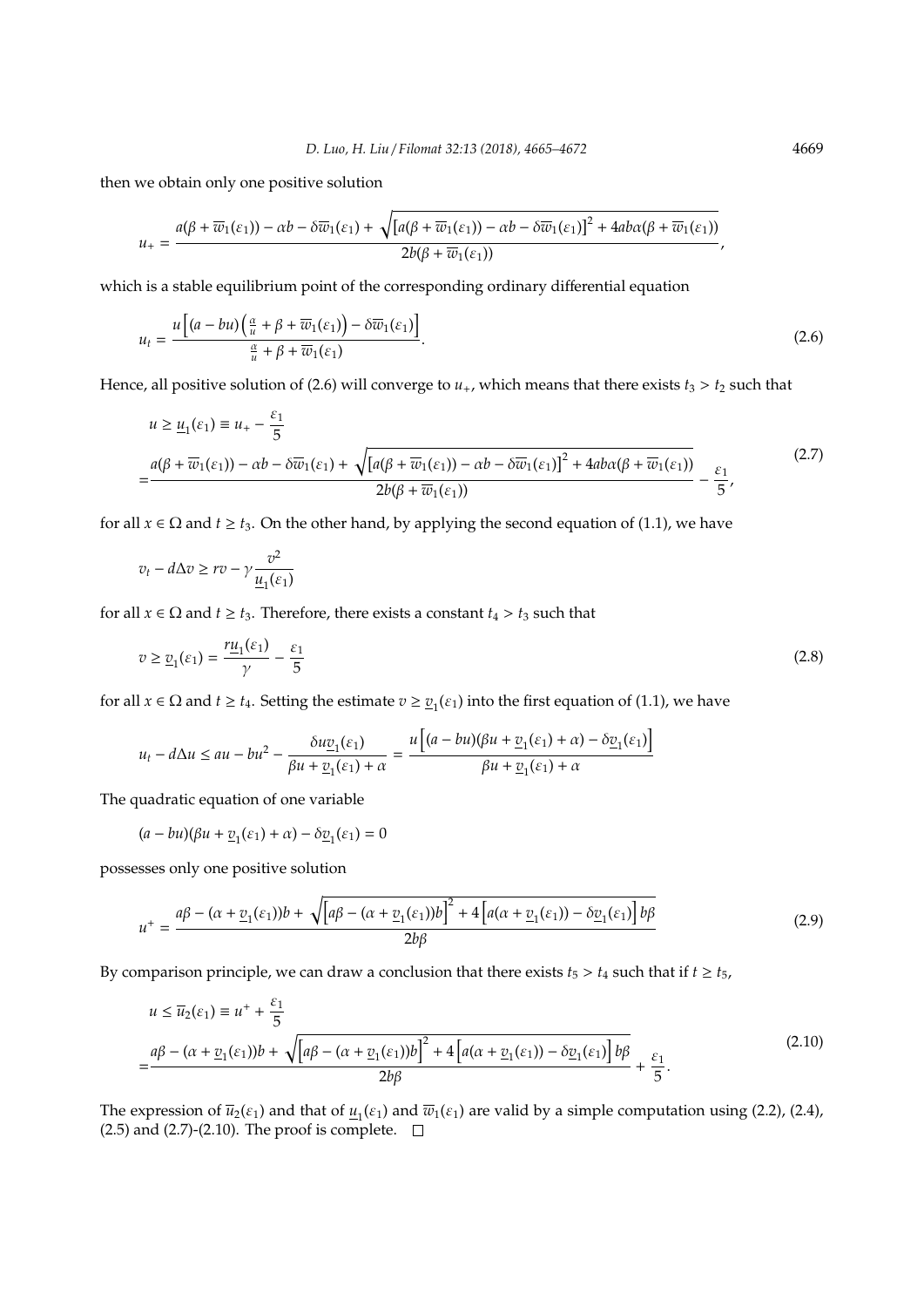then we obtain only one positive solution

$$u_+ = \frac{a(\beta + \overline{w}_1(\varepsilon_1)) - \alpha b - \delta \overline{w}_1(\varepsilon_1) + \sqrt{\left[a(\beta + \overline{w}_1(\varepsilon_1)) - \alpha b - \delta \overline{w}_1(\varepsilon_1)\right]^2 + 4ab\alpha(\beta + \overline{w}_1(\varepsilon_1))}}{2b(\beta + \overline{w}_1(\varepsilon_1))},$$

which is a stable equilibrium point of the corresponding ordinary differential equation

$$u_t = \frac{u\left[(a - bu)\left(\frac{\alpha}{u} + \beta + \overline{w}_1(\varepsilon_1)\right) - \delta \overline{w}_1(\varepsilon_1)\right]}{\frac{\alpha}{u} + \beta + \overline{w}_1(\varepsilon_1)}. \tag{2.6}$$

Hence, all positive solution of (2.6) will converge to $u_+$, which means that there exists $t_3 > t_2$ such that

$$\begin{aligned} u &\geq \underline{u}_1(\varepsilon_1) \equiv u_+ - \frac{\varepsilon_1}{5} \\ &= \frac{a(\beta + \overline{w}_1(\varepsilon_1)) - \alpha b - \delta \overline{w}_1(\varepsilon_1) + \sqrt{\left[a(\beta + \overline{w}_1(\varepsilon_1)) - \alpha b - \delta \overline{w}_1(\varepsilon_1)\right]^2 + 4ab\alpha(\beta + \overline{w}_1(\varepsilon_1))}}{2b(\beta + \overline{w}_1(\varepsilon_1))} - \frac{\varepsilon_1}{5}, \end{aligned} \tag{2.7}$$

for all $x \in \Omega$ and $t \geq t_3$. On the other hand, by applying the second equation of (1.1), we have

$$v_t - d\Delta v \geq rv - \gamma \frac{v^2}{\underline{u}_1(\varepsilon_1)}$$

for all $x \in \Omega$ and $t \geq t_3$. Therefore, there exists a constant $t_4 > t_3$ such that

$$v \geq \underline{v}_1(\varepsilon_1) = \frac{r\underline{u}_1(\varepsilon_1)}{\gamma} - \frac{\varepsilon_1}{5} \tag{2.8}$$

for all $x \in \Omega$ and $t \geq t_4$. Setting the estimate $v \geq \underline{v}_1(\varepsilon_1)$ into the first equation of (1.1), we have

$$u_t - d\Delta u \leq au - bu^2 - \frac{\delta u \underline{v}_1(\varepsilon_1)}{\beta u + \underline{v}_1(\varepsilon_1) + \alpha} = \frac{u\left[(a - bu)(\beta u + \underline{v}_1(\varepsilon_1) + \alpha) - \delta \underline{v}_1(\varepsilon_1)\right]}{\beta u + \underline{v}_1(\varepsilon_1) + \alpha}$$

The quadratic equation of one variable

$$(a - bu)(\beta u + \underline{v}_1(\varepsilon_1) + \alpha) - \delta \underline{v}_1(\varepsilon_1) = 0$$

possesses only one positive solution

$$u^+ = \frac{a\beta - (\alpha + \underline{v}_1(\varepsilon_1))b + \sqrt{\left[a\beta - (\alpha + \underline{v}_1(\varepsilon_1))b\right]^2 + 4\left[a(\alpha + \underline{v}_1(\varepsilon_1)) - \delta \underline{v}_1(\varepsilon_1)\right]b\beta}}{2b\beta} \tag{2.9}$$

By comparison principle, we can draw a conclusion that there exists $t_5 > t_4$ such that if $t \geq t_5$,

$$\begin{aligned} u &\leq \overline{u}_2(\varepsilon_1) \equiv u^+ + \frac{\varepsilon_1}{5} \\ &= \frac{a\beta - (\alpha + \underline{v}_1(\varepsilon_1))b + \sqrt{\left[a\beta - (\alpha + \underline{v}_1(\varepsilon_1))b\right]^2 + 4\left[a(\alpha + \underline{v}_1(\varepsilon_1)) - \delta \underline{v}_1(\varepsilon_1)\right]b\beta}}{2b\beta} + \frac{\varepsilon_1}{5}. \end{aligned} \tag{2.10}$$

The expression of $\overline{u}_2(\varepsilon_1)$ and that of $\underline{u}_1(\varepsilon_1)$ and $\overline{w}_1(\varepsilon_1)$ are valid by a simple computation using (2.2), (2.4), (2.5) and (2.7)-(2.10). The proof is complete. □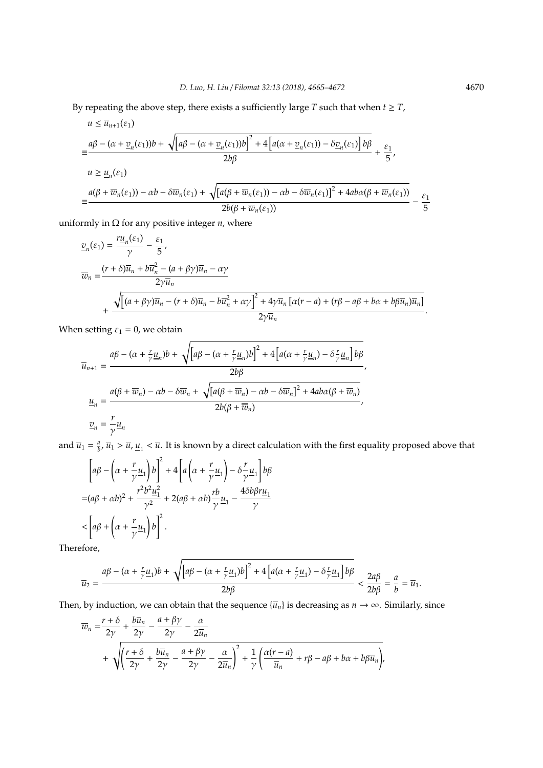By repeating the above step, there exists a sufficiently large $T$ such that when $t \geq T$,

$$
\begin{aligned}
&u \leq \overline{u}_{n+1}(\varepsilon_1) \\
\equiv &\frac{a\beta - (\alpha + \underline{v}_n(\varepsilon_1))b + \sqrt{\left[a\beta - (\alpha + \underline{v}_n(\varepsilon_1))b\right]^2 + 4\left[a(\alpha + \underline{v}_n(\varepsilon_1)) - \delta \underline{v}_n(\varepsilon_1)\right]b\beta}}{2b\beta} + \frac{\varepsilon_1}{5}, \\
&u \geq \underline{u}_n(\varepsilon_1) \\
\equiv &\frac{a(\beta + \overline{w}_n(\varepsilon_1)) - \alpha b - \delta \overline{w}_n(\varepsilon_1) + \sqrt{\left[a(\beta + \overline{w}_n(\varepsilon_1)) - \alpha b - \delta \overline{w}_n(\varepsilon_1)\right]^2 + 4ab\alpha(\beta + \overline{w}_n(\varepsilon_1))}}{2b(\beta + \overline{w}_n(\varepsilon_1))} - \frac{\varepsilon_1}{5}
\end{aligned}
$$

uniformly in $\Omega$ for any positive integer $n$, where

$$
\begin{aligned}
\underline{v}_n(\varepsilon_1) &= \frac{r\underline{u}_n(\varepsilon_1)}{\gamma} - \frac{\varepsilon_1}{5}, \\
\overline{w}_n &= \frac{(r + \delta)\overline{u}_n + b\overline{u}_n^2 - (a + \beta\gamma)\overline{u}_n - \alpha\gamma}{2\gamma\overline{u}_n} \\
&\quad + \frac{\sqrt{\left[(a + \beta\gamma)\overline{u}_n - (r + \delta)\overline{u}_n - b\overline{u}_n^2 + \alpha\gamma\right]^2 + 4\gamma\overline{u}_n\left[\alpha(r - a) + (r\beta - a\beta + b\alpha + b\beta\overline{u}_n)\overline{u}_n\right]}}{2\gamma\overline{u}_n}.
\end{aligned}
$$

When setting $\varepsilon_1 = 0$, we obtain

$$
\begin{aligned}
\overline{u}_{n+1} &= \frac{a\beta - (\alpha + \frac{r}{\gamma}\underline{u}_n)b + \sqrt{\left[a\beta - (\alpha + \frac{r}{\gamma}\underline{u}_n)b\right]^2 + 4\left[a(\alpha + \frac{r}{\gamma}\underline{u}_n) - \delta\frac{r}{\gamma}\underline{u}_n\right]b\beta}}{2b\beta}, \\
\underline{u}_n &= \frac{a(\beta + \overline{w}_n) - \alpha b - \delta\overline{w}_n + \sqrt{\left[a(\beta + \overline{w}_n) - \alpha b - \delta\overline{w}_n\right]^2 + 4ab\alpha(\beta + \overline{w}_n)}}{2b(\beta + \overline{w}_n)}, \\
\underline{v}_n &= \frac{r}{\gamma}\underline{u}_n
\end{aligned}
$$

and $\overline{u}_1 = \frac{a}{b}$, $\overline{u}_1 > \overline{u}$, $\underline{u}_1 < \overline{u}$. It is known by a direct calculation with the first equality proposed above that

$$
\begin{aligned}
&\left[a\beta - \left(\alpha + \frac{r}{\gamma}\underline{u}_1\right)b\right]^2 + 4\left[a\left(\alpha + \frac{r}{\gamma}\underline{u}_1\right) - \delta\frac{r}{\gamma}\underline{u}_1\right]b\beta \\
=&(a\beta + \alpha b)^2 + \frac{r^2b^2\underline{u}_1^2}{\gamma^2} + 2(a\beta + \alpha b)\frac{rb}{\gamma}\underline{u}_1 - \frac{4\delta b\beta r\underline{u}_1}{\gamma} \\
<&\left[a\beta + \left(\alpha + \frac{r}{\gamma}\underline{u}_1\right)b\right]^2.
\end{aligned}
$$

Therefore,

$$
\overline{u}_2 = \frac{a\beta - (\alpha + \frac{r}{\gamma}\underline{u}_1)b + \sqrt{\left[a\beta - (\alpha + \frac{r}{\gamma}\underline{u}_1)b\right]^2 + 4\left[a(\alpha + \frac{r}{\gamma}\underline{u}_1) - \delta\frac{r}{\gamma}\underline{u}_1\right]b\beta}}{2b\beta} < \frac{2a\beta}{2b\beta} = \frac{a}{b} = \overline{u}_1.
$$

Then, by induction, we can obtain that the sequence $\{\overline{u}_n\}$ is decreasing as $n \to \infty$. Similarly, since

$$
\begin{aligned}
\overline{w}_n =& \frac{r + \delta}{2\gamma} + \frac{b\overline{u}_n}{2\gamma} - \frac{a + \beta\gamma}{2\gamma} - \frac{\alpha}{2\overline{u}_n} \\
&+ \sqrt{\left(\frac{r + \delta}{2\gamma} + \frac{b\overline{u}_n}{2\gamma} - \frac{a + \beta\gamma}{2\gamma} - \frac{\alpha}{2\overline{u}_n}\right)^2 + \frac{1}{\gamma}\left(\frac{\alpha(r - a)}{\overline{u}_n} + r\beta - a\beta + b\alpha + b\beta\overline{u}_n\right)},
\end{aligned}
$$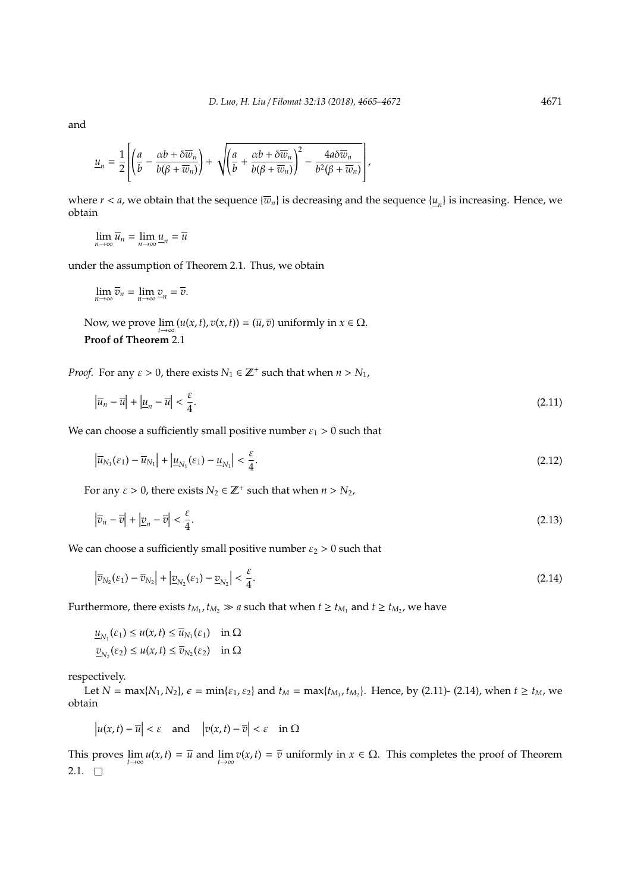and

$$\underline{u}_n = \frac{1}{2}\left[\left(\frac{a}{b} - \frac{\alpha b + \delta \overline{w}_n}{b(\beta + \overline{w}_n)}\right) + \sqrt{\left(\frac{a}{b} + \frac{\alpha b + \delta \overline{w}_n}{b(\beta + \overline{w}_n)}\right)^2 - \frac{4a\delta \overline{w}_n}{b^2(\beta + \overline{w}_n)}}\right],$$

where $r < a$, we obtain that the sequence $\{\overline{w}_n\}$ is decreasing and the sequence $\{\underline{u}_n\}$ is increasing. Hence, we obtain

$$\lim_{n\to\infty} \overline{u}_n = \lim_{n\to\infty} \underline{u}_n = \overline{u}$$

under the assumption of Theorem 2.1. Thus, we obtain

$$\lim_{n\to\infty} \overline{v}_n = \lim_{n\to\infty} \underline{v}_n = \overline{v}.$$

Now, we prove $\lim_{t\to\infty}(u(x,t), v(x,t)) = (\overline{u}, \overline{v})$ uniformly in $x \in \Omega$.

**Proof of Theorem** 2.1

*Proof.* For any $\varepsilon > 0$, there exists $N_1 \in \mathbb{Z}^+$ such that when $n > N_1$,

$$\left|\overline{u}_n - \overline{u}\right| + \left|\underline{u}_n - \overline{u}\right| < \frac{\varepsilon}{4}. \tag{2.11}$$

We can choose a sufficiently small positive number $\varepsilon_1 > 0$ such that

$$\left|\overline{u}_{N_1}(\varepsilon_1) - \overline{u}_{N_1}\right| + \left|\underline{u}_{N_1}(\varepsilon_1) - \underline{u}_{N_1}\right| < \frac{\varepsilon}{4}. \tag{2.12}$$

For any $\varepsilon > 0$, there exists $N_2 \in \mathbb{Z}^+$ such that when $n > N_2$,

$$\left|\overline{v}_n - \overline{v}\right| + \left|\underline{v}_n - \overline{v}\right| < \frac{\varepsilon}{4}. \tag{2.13}$$

We can choose a sufficiently small positive number $\varepsilon_2 > 0$ such that

$$\left|\overline{v}_{N_2}(\varepsilon_1) - \overline{v}_{N_2}\right| + \left|\underline{v}_{N_2}(\varepsilon_1) - \underline{v}_{N_2}\right| < \frac{\varepsilon}{4}. \tag{2.14}$$

Furthermore, there exists $t_{M_1}, t_{M_2} \gg a$ such that when $t \geq t_{M_1}$ and $t \geq t_{M_2}$, we have

$$\underline{u}_{N_1}(\varepsilon_1) \leq u(x,t) \leq \overline{u}_{N_1}(\varepsilon_1) \quad \text{in } \Omega$$
$$\underline{v}_{N_2}(\varepsilon_2) \leq u(x,t) \leq \overline{v}_{N_2}(\varepsilon_2) \quad \text{in } \Omega$$

respectively.

Let $N = \max\{N_1, N_2\}$, $\epsilon = \min\{\varepsilon_1, \varepsilon_2\}$ and $t_M = \max\{t_{M_1}, t_{M_2}\}$. Hence, by (2.11)- (2.14), when $t \geq t_M$, we obtain

$$\left|u(x,t) - \overline{u}\right| < \varepsilon \quad \text{and} \quad \left|v(x,t) - \overline{v}\right| < \varepsilon \quad \text{in } \Omega$$

This proves $\lim_{t\to\infty} u(x,t) = \overline{u}$ and $\lim_{t\to\infty} v(x,t) = \overline{v}$ uniformly in $x \in \Omega$. This completes the proof of Theorem 2.1. □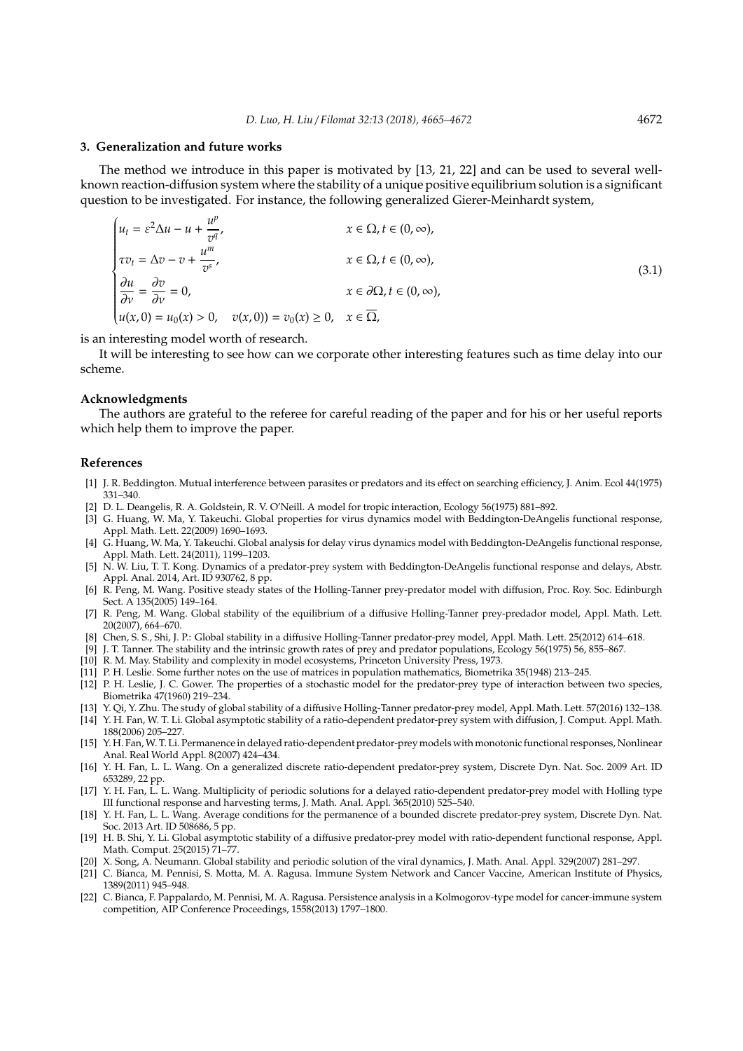## 3. Generalization and future works

The method we introduce in this paper is motivated by [13, 21, 22] and can be used to several well-known reaction-diffusion system where the stability of a unique positive equilibrium solution is a significant question to be investigated. For instance, the following generalized Gierer-Meinhardt system,

$$
\begin{cases}
u_t = \varepsilon^2 \Delta u - u + \dfrac{u^p}{v^q}, & x \in \Omega, t \in (0, \infty), \\
\tau v_t = \Delta v - v + \dfrac{u^m}{v^s}, & x \in \Omega, t \in (0, \infty), \\
\dfrac{\partial u}{\partial \nu} = \dfrac{\partial v}{\partial \nu} = 0, & x \in \partial\Omega, t \in (0, \infty), \\
u(x, 0) = u_0(x) > 0, \quad v(x, 0)) = v_0(x) \geq 0, & x \in \overline{\Omega},
\end{cases}
\tag{3.1}
$$

is an interesting model worth of research.

It will be interesting to see how can we corporate other interesting features such as time delay into our scheme.

### Acknowledgments

The authors are grateful to the referee for careful reading of the paper and for his or her useful reports which help them to improve the paper.

### References

[1] J. R. Beddington. Mutual interference between parasites or predators and its effect on searching efficiency, J. Anim. Ecol 44(1975) 331–340.

[2] D. L. Deangelis, R. A. Goldstein, R. V. O'Neill. A model for tropic interaction, Ecology 56(1975) 881–892.

[3] G. Huang, W. Ma, Y. Takeuchi. Global properties for virus dynamics model with Beddington-DeAngelis functional response, Appl. Math. Lett. 22(2009) 1690–1693.

[4] G. Huang, W. Ma, Y. Takeuchi. Global analysis for delay virus dynamics model with Beddington-DeAngelis functional response, Appl. Math. Lett. 24(2011), 1199–1203.

[5] N. W. Liu, T. T. Kong. Dynamics of a predator-prey system with Beddington-DeAngelis functional response and delays, Abstr. Appl. Anal. 2014, Art. ID 930762, 8 pp.

[6] R. Peng, M. Wang. Positive steady states of the Holling-Tanner prey-predator model with diffusion, Proc. Roy. Soc. Edinburgh Sect. A 135(2005) 149–164.

[7] R. Peng, M. Wang. Global stability of the equilibrium of a diffusive Holling-Tanner prey-predador model, Appl. Math. Lett. 20(2007), 664–670.

[8] Chen, S. S., Shi, J. P.: Global stability in a diffusive Holling-Tanner predator-prey model, Appl. Math. Lett. 25(2012) 614–618.

[9] J. T. Tanner. The stability and the intrinsic growth rates of prey and predator populations, Ecology 56(1975) 56, 855–867.

[10] R. M. May. Stability and complexity in model ecosystems, Princeton University Press, 1973.

[11] P. H. Leslie. Some further notes on the use of matrices in population mathematics, Biometrika 35(1948) 213–245.

[12] P. H. Leslie, J. C. Gower. The properties of a stochastic model for the predator-prey type of interaction between two species, Biometrika 47(1960) 219–234.

[13] Y. Qi, Y. Zhu. The study of global stability of a diffusive Holling-Tanner predator-prey model, Appl. Math. Lett. 57(2016) 132–138.

[14] Y. H. Fan, W. T. Li. Global asymptotic stability of a ratio-dependent predator-prey system with diffusion, J. Comput. Appl. Math. 188(2006) 205–227.

[15] Y. H. Fan, W. T. Li. Permanence in delayed ratio-dependent predator-prey models with monotonic functional responses, Nonlinear Anal. Real World Appl. 8(2007) 424–434.

[16] Y. H. Fan, L. L. Wang. On a generalized discrete ratio-dependent predator-prey system, Discrete Dyn. Nat. Soc. 2009 Art. ID 653289, 22 pp.

[17] Y. H. Fan, L. L. Wang. Multiplicity of periodic solutions for a delayed ratio-dependent predator-prey model with Holling type III functional response and harvesting terms, J. Math. Anal. Appl. 365(2010) 525–540.

[18] Y. H. Fan, L. L. Wang. Average conditions for the permanence of a bounded discrete predator-prey system, Discrete Dyn. Nat. Soc. 2013 Art. ID 508686, 5 pp.

[19] H. B. Shi, Y. Li. Global asymptotic stability of a diffusive predator-prey model with ratio-dependent functional response, Appl. Math. Comput. 25(2015) 71–77.

[20] X. Song, A. Neumann. Global stability and periodic solution of the viral dynamics, J. Math. Anal. Appl. 329(2007) 281–297.

[21] C. Bianca, M. Pennisi, S. Motta, M. A. Ragusa. Immune System Network and Cancer Vaccine, American Institute of Physics, 1389(2011) 945–948.

[22] C. Bianca, F. Pappalardo, M. Pennisi, M. A. Ragusa. Persistence analysis in a Kolmogorov-type model for cancer-immune system competition, AIP Conference Proceedings, 1558(2013) 1797–1800.